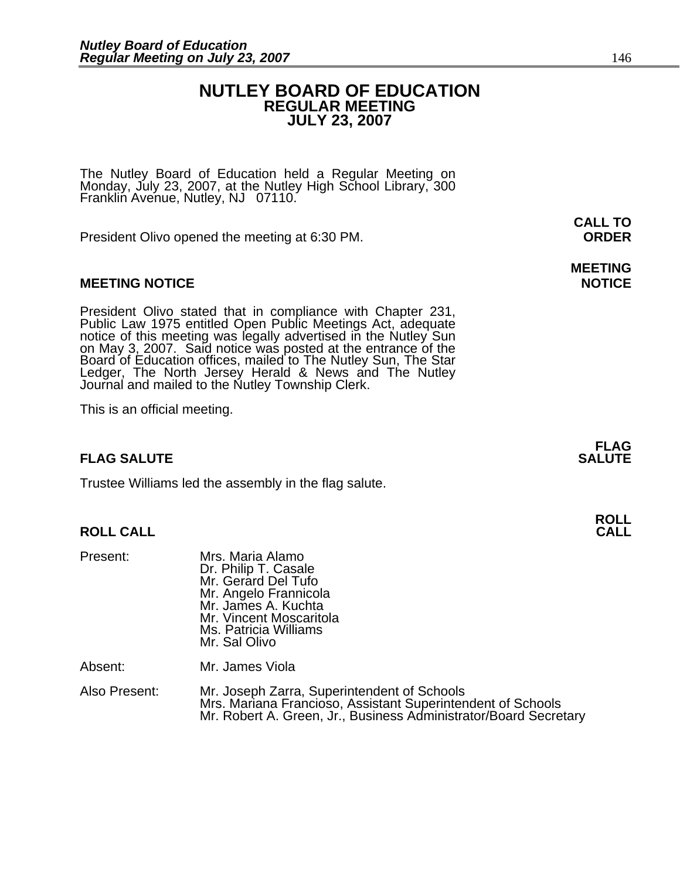# NUTLEY BOARD OF EDUCATION
## REGULAR MEETING
## JULY 23, 2007

The Nutley Board of Education held a Regular Meeting on Monday, July 23, 2007, at the Nutley High School Library, 300 Franklin Avenue, Nutley, NJ 07110.

**CALL TO ORDER**

President Olivo opened the meeting at 6:30 PM.

**MEETING NOTICE**

### MEETING NOTICE

President Olivo stated that in compliance with Chapter 231, Public Law 1975 entitled Open Public Meetings Act, adequate notice of this meeting was legally advertised in the Nutley Sun on May 3, 2007. Said notice was posted at the entrance of the Board of Education offices, mailed to The Nutley Sun, The Star Ledger, The North Jersey Herald & News and The Nutley Journal and mailed to the Nutley Township Clerk.

This is an official meeting.

**FLAG SALUTE**

### FLAG SALUTE

Trustee Williams led the assembly in the flag salute.

**ROLL CALL**

### ROLL CALL

| | |
|---|---|
| Present: | Mrs. Maria Alamo<br>Dr. Philip T. Casale<br>Mr. Gerard Del Tufo<br>Mr. Angelo Frannicola<br>Mr. James A. Kuchta<br>Mr. Vincent Moscaritola<br>Ms. Patricia Williams<br>Mr. Sal Olivo |
| Absent: | Mr. James Viola |
| Also Present: | Mr. Joseph Zarra, Superintendent of Schools<br>Mrs. Mariana Francioso, Assistant Superintendent of Schools<br>Mr. Robert A. Green, Jr., Business Administrator/Board Secretary |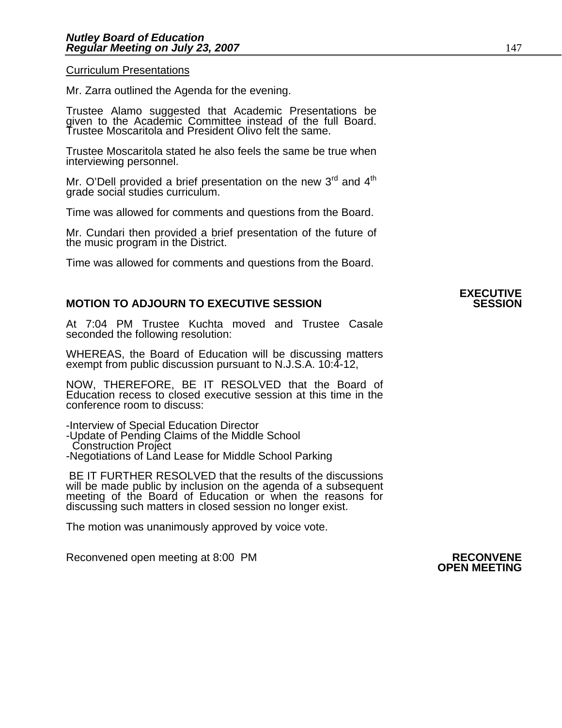Curriculum Presentations

Mr. Zarra outlined the Agenda for the evening.

Trustee Alamo suggested that Academic Presentations be given to the Academic Committee instead of the full Board. Trustee Moscaritola and President Olivo felt the same.

Trustee Moscaritola stated he also feels the same be true when interviewing personnel.

Mr. O'Dell provided a brief presentation on the new 3rd and 4th grade social studies curriculum.

Time was allowed for comments and questions from the Board.

Mr. Cundari then provided a brief presentation of the future of the music program in the District.

Time was allowed for comments and questions from the Board.

**EXECUTIVE SESSION**

**MOTION TO ADJOURN TO EXECUTIVE SESSION**

At 7:04 PM Trustee Kuchta moved and Trustee Casale seconded the following resolution:

WHEREAS, the Board of Education will be discussing matters exempt from public discussion pursuant to N.J.S.A. 10:4-12,

NOW, THEREFORE, BE IT RESOLVED that the Board of Education recess to closed executive session at this time in the conference room to discuss:

-Interview of Special Education Director
-Update of Pending Claims of the Middle School Construction Project
-Negotiations of Land Lease for Middle School Parking

BE IT FURTHER RESOLVED that the results of the discussions will be made public by inclusion on the agenda of a subsequent meeting of the Board of Education or when the reasons for discussing such matters in closed session no longer exist.

The motion was unanimously approved by voice vote.

**RECONVENE OPEN MEETING**

Reconvened open meeting at 8:00 PM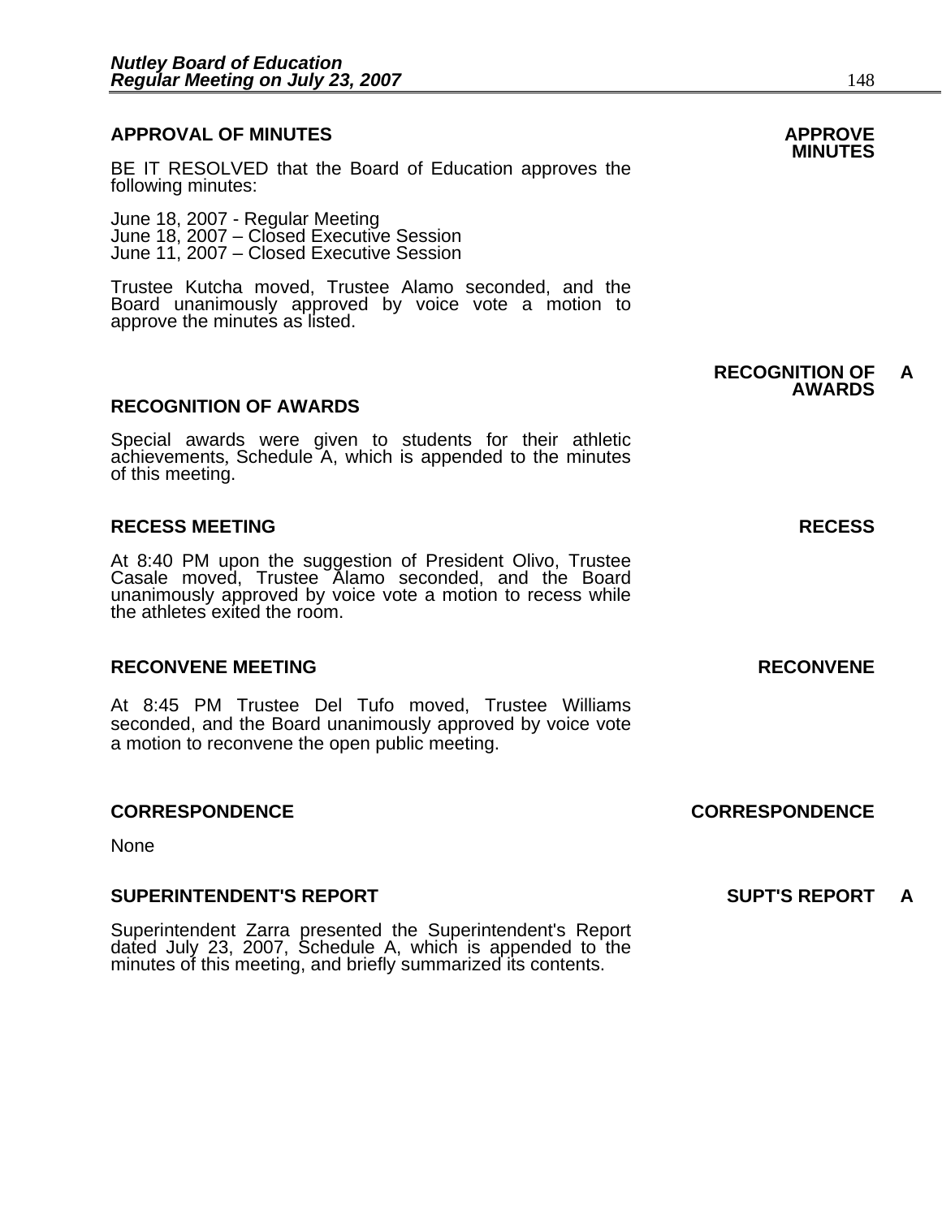## APPROVAL OF MINUTES

**APPROVE MINUTES**

BE IT RESOLVED that the Board of Education approves the following minutes:

June 18, 2007 - Regular Meeting
June 18, 2007 – Closed Executive Session
June 11, 2007 – Closed Executive Session

Trustee Kutcha moved, Trustee Alamo seconded, and the Board unanimously approved by voice vote a motion to approve the minutes as listed.

**RECOGNITION OF AWARDS** **A**

## RECOGNITION OF AWARDS

Special awards were given to students for their athletic achievements, Schedule A, which is appended to the minutes of this meeting.

## RECESS MEETING

**RECESS**

At 8:40 PM upon the suggestion of President Olivo, Trustee Casale moved, Trustee Alamo seconded, and the Board unanimously approved by voice vote a motion to recess while the athletes exited the room.

## RECONVENE MEETING

**RECONVENE**

At 8:45 PM Trustee Del Tufo moved, Trustee Williams seconded, and the Board unanimously approved by voice vote a motion to reconvene the open public meeting.

## CORRESPONDENCE

**CORRESPONDENCE**

None

## SUPERINTENDENT'S REPORT

**SUPT'S REPORT** **A**

Superintendent Zarra presented the Superintendent's Report dated July 23, 2007, Schedule A, which is appended to the minutes of this meeting, and briefly summarized its contents.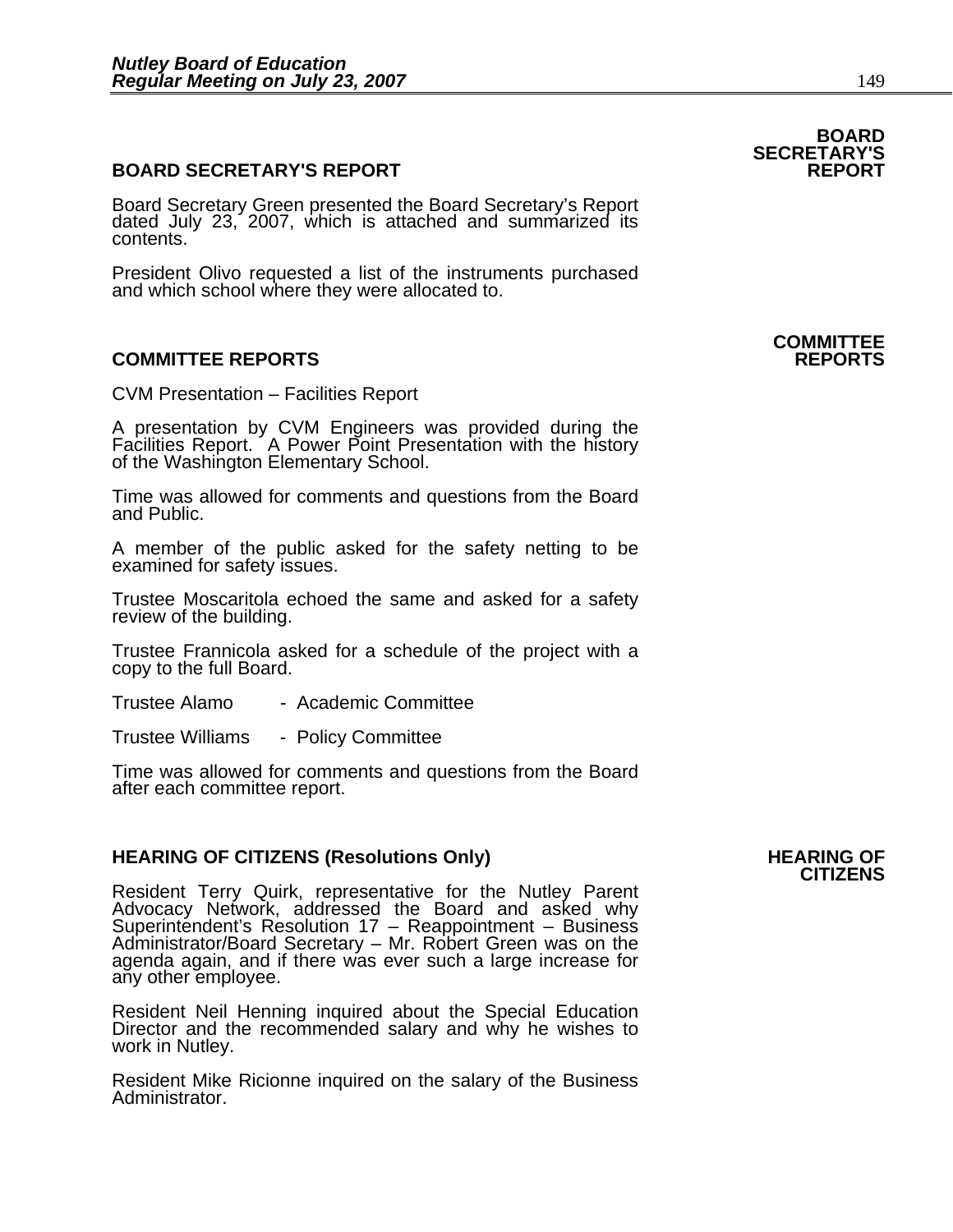## BOARD SECRETARY'S REPORT

**BOARD SECRETARY'S REPORT**

Board Secretary Green presented the Board Secretary's Report dated July 23, 2007, which is attached and summarized its contents.

President Olivo requested a list of the instruments purchased and which school where they were allocated to.

## COMMITTEE REPORTS

**COMMITTEE REPORTS**

CVM Presentation – Facilities Report

A presentation by CVM Engineers was provided during the Facilities Report. A Power Point Presentation with the history of the Washington Elementary School.

Time was allowed for comments and questions from the Board and Public.

A member of the public asked for the safety netting to be examined for safety issues.

Trustee Moscaritola echoed the same and asked for a safety review of the building.

Trustee Frannicola asked for a schedule of the project with a copy to the full Board.

Trustee Alamo - Academic Committee

Trustee Williams - Policy Committee

Time was allowed for comments and questions from the Board after each committee report.

## HEARING OF CITIZENS (Resolutions Only)

**HEARING OF CITIZENS**

Resident Terry Quirk, representative for the Nutley Parent Advocacy Network, addressed the Board and asked why Superintendent's Resolution 17 – Reappointment – Business Administrator/Board Secretary – Mr. Robert Green was on the agenda again, and if there was ever such a large increase for any other employee.

Resident Neil Henning inquired about the Special Education Director and the recommended salary and why he wishes to work in Nutley.

Resident Mike Ricionne inquired on the salary of the Business Administrator.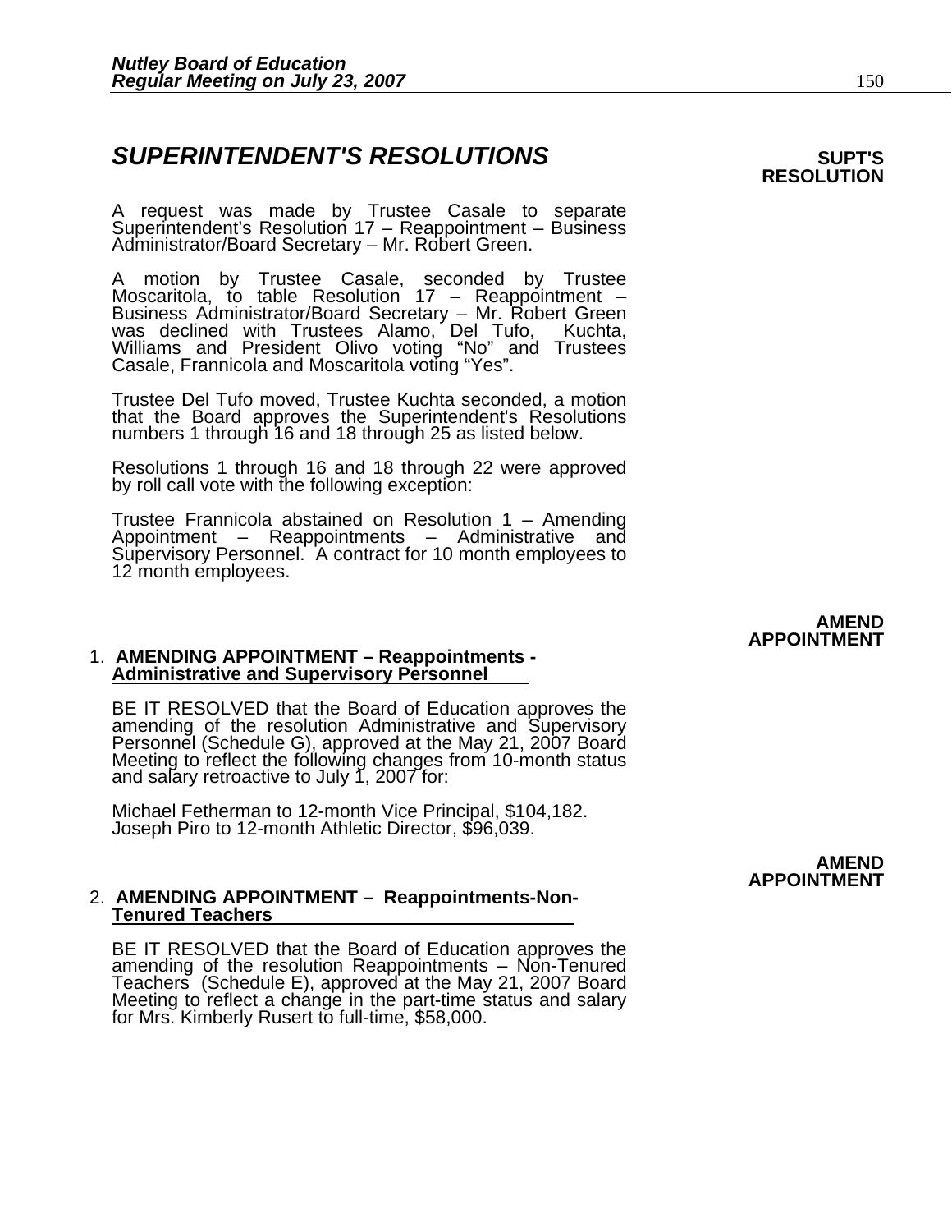## *SUPERINTENDENT'S RESOLUTIONS*

**SUPT'S RESOLUTION**

A request was made by Trustee Casale to separate Superintendent's Resolution 17 – Reappointment – Business Administrator/Board Secretary – Mr. Robert Green.

A motion by Trustee Casale, seconded by Trustee Moscaritola, to table Resolution 17 – Reappointment – Business Administrator/Board Secretary – Mr. Robert Green was declined with Trustees Alamo, Del Tufo, Kuchta, Williams and President Olivo voting "No" and Trustees Casale, Frannicola and Moscaritola voting "Yes".

Trustee Del Tufo moved, Trustee Kuchta seconded, a motion that the Board approves the Superintendent's Resolutions numbers 1 through 16 and 18 through 25 as listed below.

Resolutions 1 through 16 and 18 through 22 were approved by roll call vote with the following exception:

Trustee Frannicola abstained on Resolution 1 – Amending Appointment – Reappointments – Administrative and Supervisory Personnel. A contract for 10 month employees to 12 month employees.

**AMEND APPOINTMENT**

1. **AMENDING APPOINTMENT – Reappointments - Administrative and Supervisory Personnel**

BE IT RESOLVED that the Board of Education approves the amending of the resolution Administrative and Supervisory Personnel (Schedule G), approved at the May 21, 2007 Board Meeting to reflect the following changes from 10-month status and salary retroactive to July 1, 2007 for:

Michael Fetherman to 12-month Vice Principal, $104,182.
Joseph Piro to 12-month Athletic Director, $96,039.

**AMEND APPOINTMENT**

2. **AMENDING APPOINTMENT – Reappointments-Non-Tenured Teachers**

BE IT RESOLVED that the Board of Education approves the amending of the resolution Reappointments – Non-Tenured Teachers (Schedule E), approved at the May 21, 2007 Board Meeting to reflect a change in the part-time status and salary for Mrs. Kimberly Rusert to full-time, $58,000.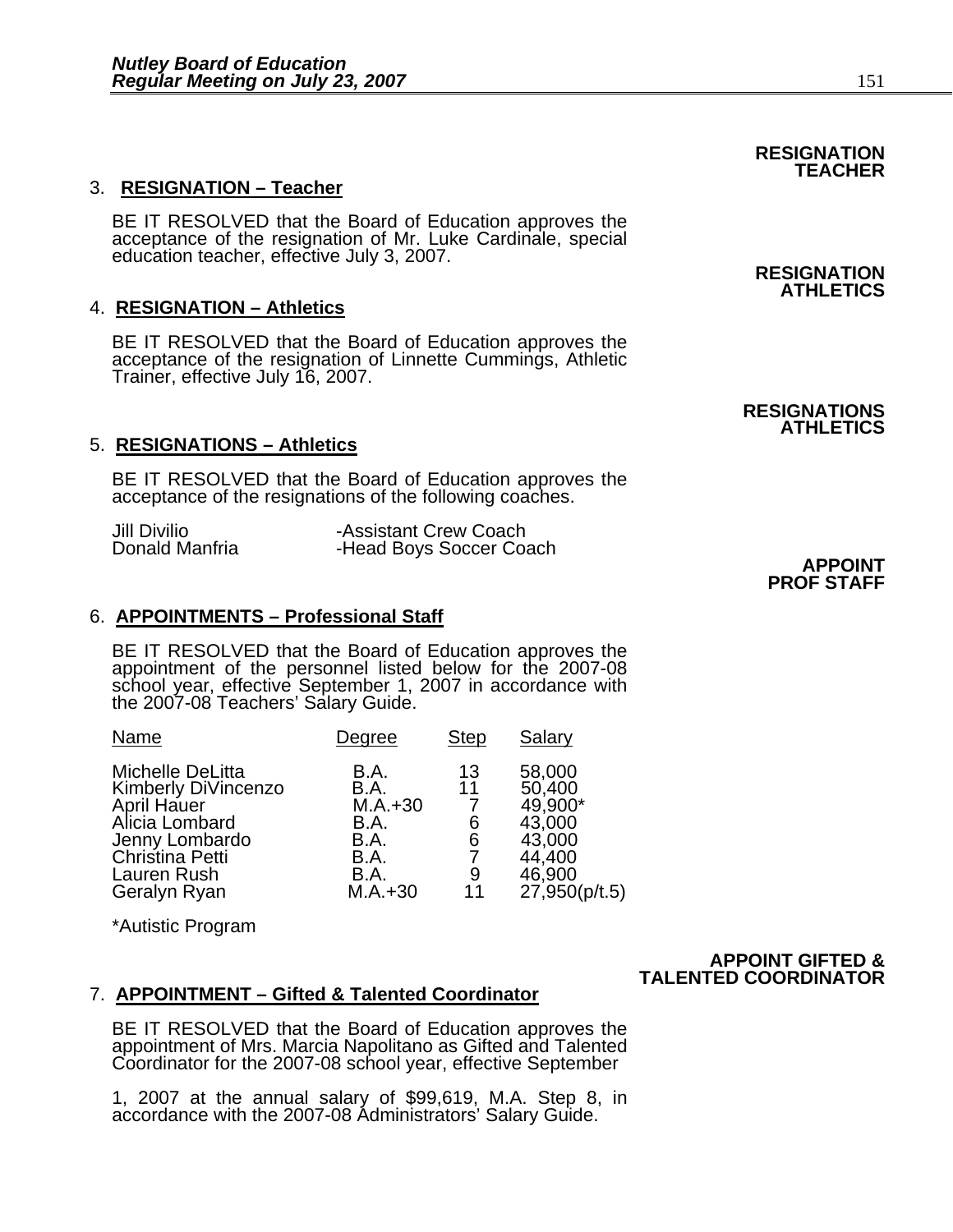**RESIGNATION TEACHER**

3. **RESIGNATION – Teacher**

BE IT RESOLVED that the Board of Education approves the acceptance of the resignation of Mr. Luke Cardinale, special education teacher, effective July 3, 2007.

**RESIGNATION ATHLETICS**

4. **RESIGNATION – Athletics**

BE IT RESOLVED that the Board of Education approves the acceptance of the resignation of Linnette Cummings, Athletic Trainer, effective July 16, 2007.

**RESIGNATIONS ATHLETICS**

5. **RESIGNATIONS – Athletics**

BE IT RESOLVED that the Board of Education approves the acceptance of the resignations of the following coaches.

| | |
|---|---|
| Jill Divilio | -Assistant Crew Coach |
| Donald Manfria | -Head Boys Soccer Coach |

**APPOINT PROF STAFF**

6. **APPOINTMENTS – Professional Staff**

BE IT RESOLVED that the Board of Education approves the appointment of the personnel listed below for the 2007-08 school year, effective September 1, 2007 in accordance with the 2007-08 Teachers' Salary Guide.

| Name | Degree | Step | Salary |
|---|---|---|---|
| Michelle DeLitta | B.A. | 13 | 58,000 |
| Kimberly DiVincenzo | B.A. | 11 | 50,400 |
| April Hauer | M.A.+30 | 7 | 49,900* |
| Alicia Lombard | B.A. | 6 | 43,000 |
| Jenny Lombardo | B.A. | 6 | 43,000 |
| Christina Petti | B.A. | 7 | 44,400 |
| Lauren Rush | B.A. | 9 | 46,900 |
| Geralyn Ryan | M.A.+30 | 11 | 27,950(p/t.5) |

*Autistic Program

**APPOINT GIFTED & TALENTED COORDINATOR**

7. **APPOINTMENT – Gifted & Talented Coordinator**

BE IT RESOLVED that the Board of Education approves the appointment of Mrs. Marcia Napolitano as Gifted and Talented Coordinator for the 2007-08 school year, effective September 1, 2007 at the annual salary of $99,619, M.A. Step 8, in accordance with the 2007-08 Administrators' Salary Guide.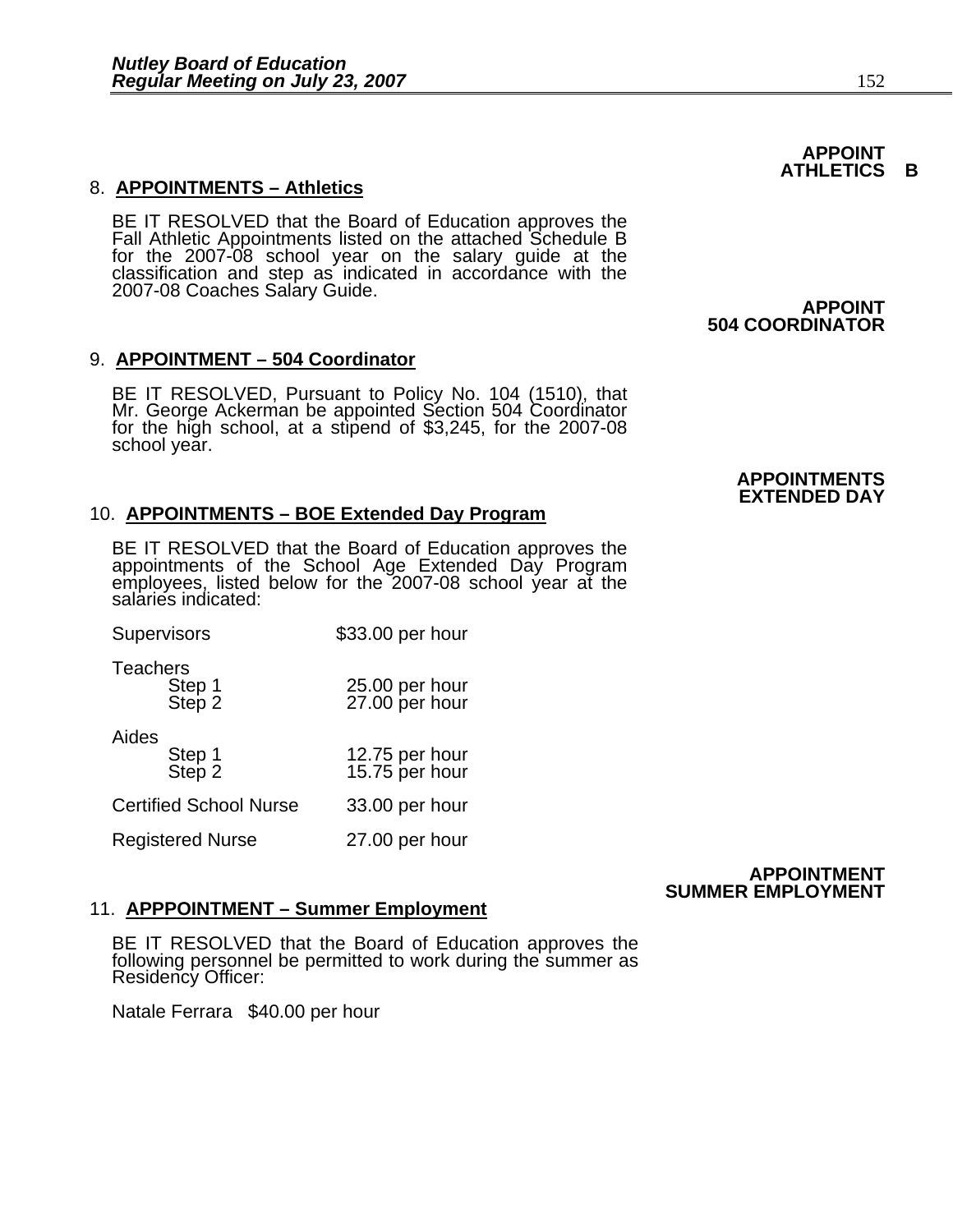**APPOINT ATHLETICS B**

8. **APPOINTMENTS – Athletics**

BE IT RESOLVED that the Board of Education approves the Fall Athletic Appointments listed on the attached Schedule B for the 2007-08 school year on the salary guide at the classification and step as indicated in accordance with the 2007-08 Coaches Salary Guide.

**APPOINT 504 COORDINATOR**

9. **APPOINTMENT – 504 Coordinator**

BE IT RESOLVED, Pursuant to Policy No. 104 (1510), that Mr. George Ackerman be appointed Section 504 Coordinator for the high school, at a stipend of $3,245, for the 2007-08 school year.

**APPOINTMENTS EXTENDED DAY**

10. **APPOINTMENTS – BOE Extended Day Program**

BE IT RESOLVED that the Board of Education approves the appointments of the School Age Extended Day Program employees, listed below for the 2007-08 school year at the salaries indicated:

| | |
|---|---|
| Supervisors | $33.00 per hour |
| Teachers | |
| Step 1 | 25.00 per hour |
| Step 2 | 27.00 per hour |
| Aides | |
| Step 1 | 12.75 per hour |
| Step 2 | 15.75 per hour |
| Certified School Nurse | 33.00 per hour |
| Registered Nurse | 27.00 per hour |

**APPOINTMENT SUMMER EMPLOYMENT**

11. **APPPOINTMENT – Summer Employment**

BE IT RESOLVED that the Board of Education approves the following personnel be permitted to work during the summer as Residency Officer:

Natale Ferrara $40.00 per hour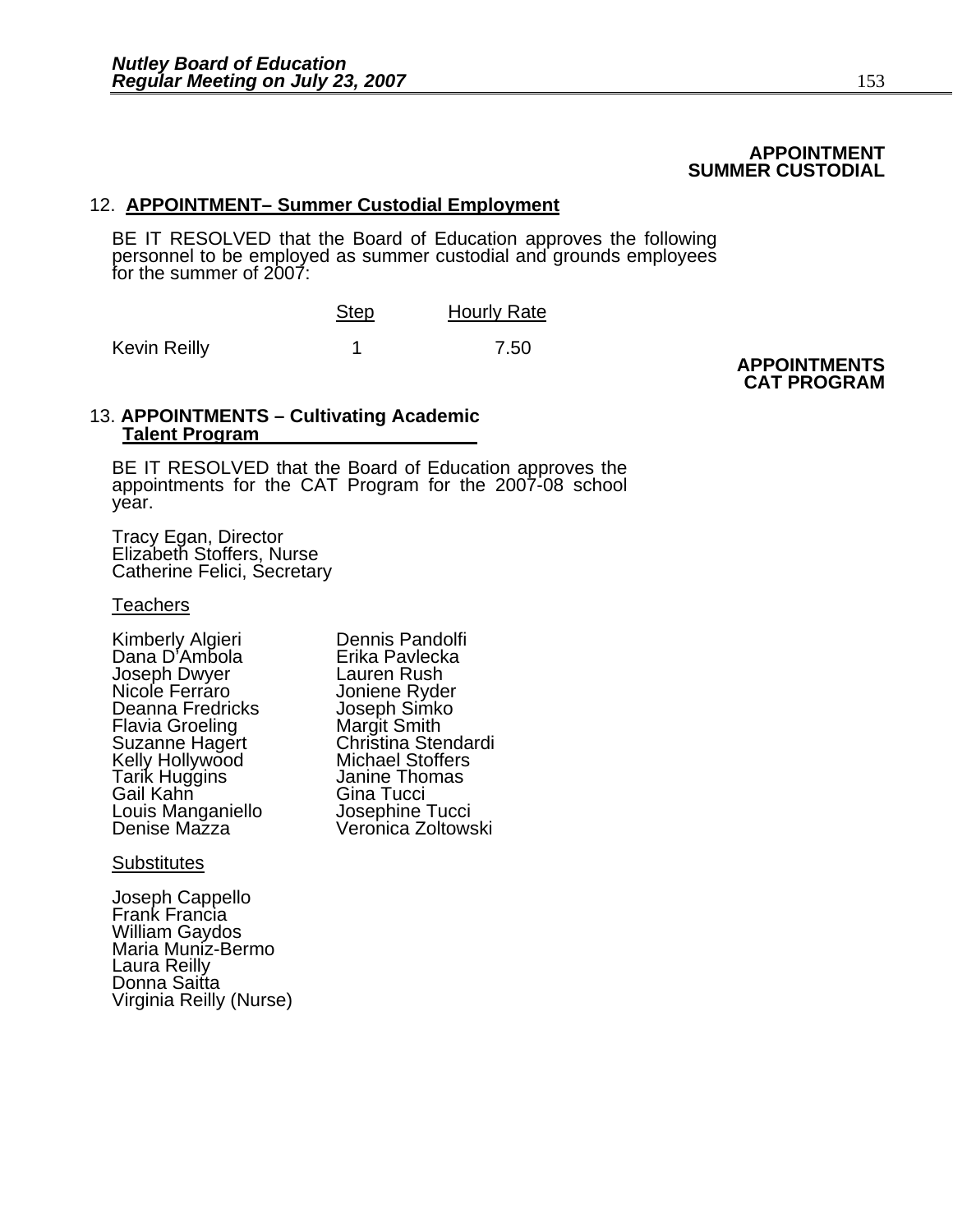**APPOINTMENT**
**SUMMER CUSTODIAL**

12. **APPOINTMENT– Summer Custodial Employment**

BE IT RESOLVED that the Board of Education approves the following personnel to be employed as summer custodial and grounds employees for the summer of 2007:

| | Step | Hourly Rate |
|---|---|---|
| Kevin Reilly | 1 | 7.50 |

**APPOINTMENTS**
**CAT PROGRAM**

13. **APPOINTMENTS – Cultivating Academic Talent Program**

BE IT RESOLVED that the Board of Education approves the appointments for the CAT Program for the 2007-08 school year.

Tracy Egan, Director
Elizabeth Stoffers, Nurse
Catherine Felici, Secretary

Teachers

Kimberly Algieri
Dana D'Ambola
Joseph Dwyer
Nicole Ferraro
Deanna Fredricks
Flavia Groeling
Suzanne Hagert
Kelly Hollywood
Tarik Huggins
Gail Kahn
Louis Manganiello
Denise Mazza
Dennis Pandolfi
Erika Pavlecka
Lauren Rush
Joniene Ryder
Joseph Simko
Margit Smith
Christina Stendardi
Michael Stoffers
Janine Thomas
Gina Tucci
Josephine Tucci
Veronica Zoltowski

Substitutes

Joseph Cappello
Frank Francia
William Gaydos
Maria Muniz-Bermo
Laura Reilly
Donna Saitta
Virginia Reilly (Nurse)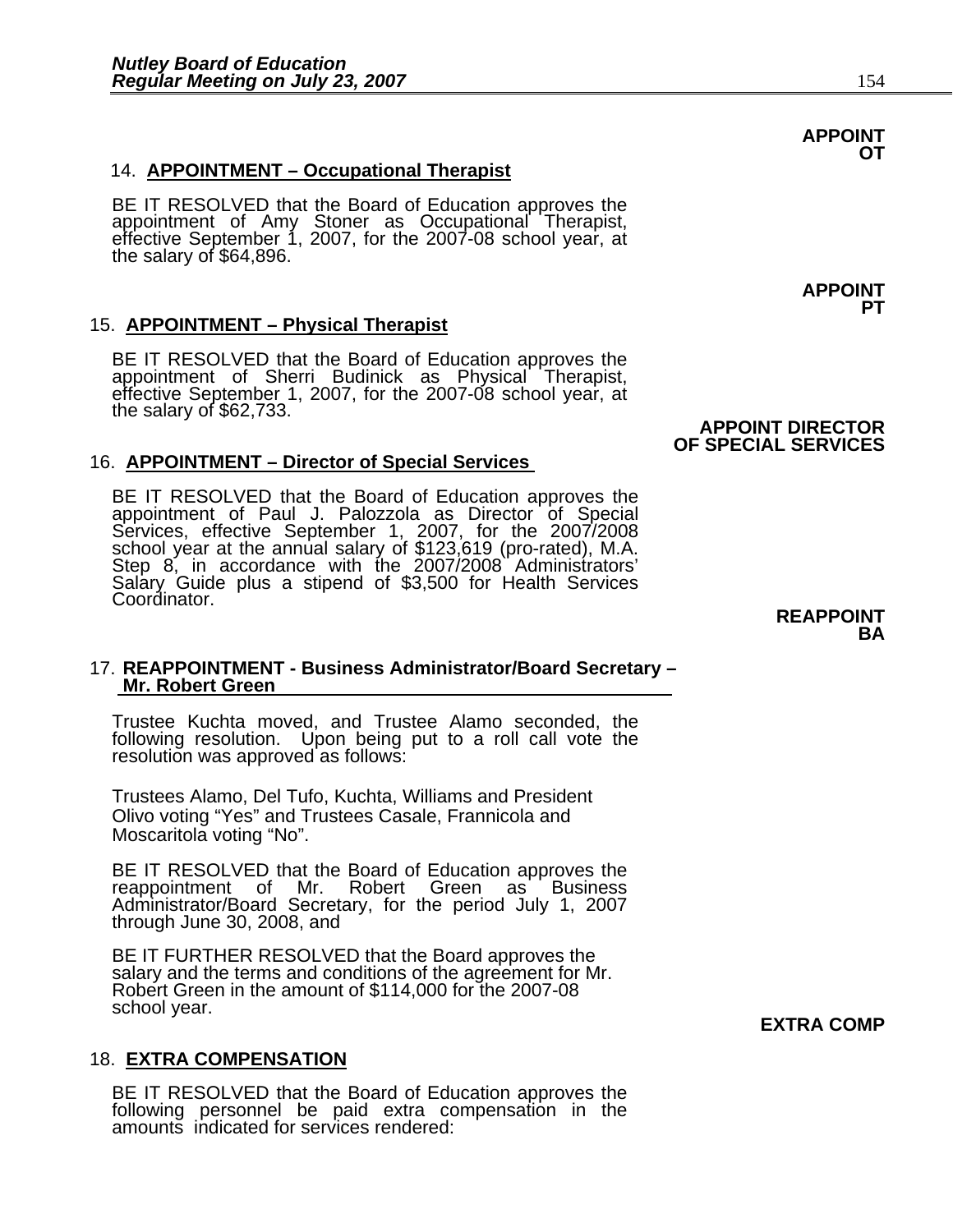**APPOINT OT**

14. **APPOINTMENT – Occupational Therapist**

BE IT RESOLVED that the Board of Education approves the appointment of Amy Stoner as Occupational Therapist, effective September 1, 2007, for the 2007-08 school year, at the salary of $64,896.

**APPOINT PT**

15. **APPOINTMENT – Physical Therapist**

BE IT RESOLVED that the Board of Education approves the appointment of Sherri Budinick as Physical Therapist, effective September 1, 2007, for the 2007-08 school year, at the salary of $62,733.

**APPOINT DIRECTOR OF SPECIAL SERVICES**

16. **APPOINTMENT – Director of Special Services**

BE IT RESOLVED that the Board of Education approves the appointment of Paul J. Palozzola as Director of Special Services, effective September 1, 2007, for the 2007/2008 school year at the annual salary of $123,619 (pro-rated), M.A. Step 8, in accordance with the 2007/2008 Administrators' Salary Guide plus a stipend of $3,500 for Health Services Coordinator.

**REAPPOINT BA**

17. **REAPPOINTMENT - Business Administrator/Board Secretary – Mr. Robert Green**

Trustee Kuchta moved, and Trustee Alamo seconded, the following resolution. Upon being put to a roll call vote the resolution was approved as follows:

Trustees Alamo, Del Tufo, Kuchta, Williams and President Olivo voting "Yes" and Trustees Casale, Frannicola and Moscaritola voting "No".

BE IT RESOLVED that the Board of Education approves the reappointment of Mr. Robert Green as Business Administrator/Board Secretary, for the period July 1, 2007 through June 30, 2008, and

BE IT FURTHER RESOLVED that the Board approves the salary and the terms and conditions of the agreement for Mr. Robert Green in the amount of $114,000 for the 2007-08 school year.

**EXTRA COMP**

18. **EXTRA COMPENSATION**

BE IT RESOLVED that the Board of Education approves the following personnel be paid extra compensation in the amounts indicated for services rendered: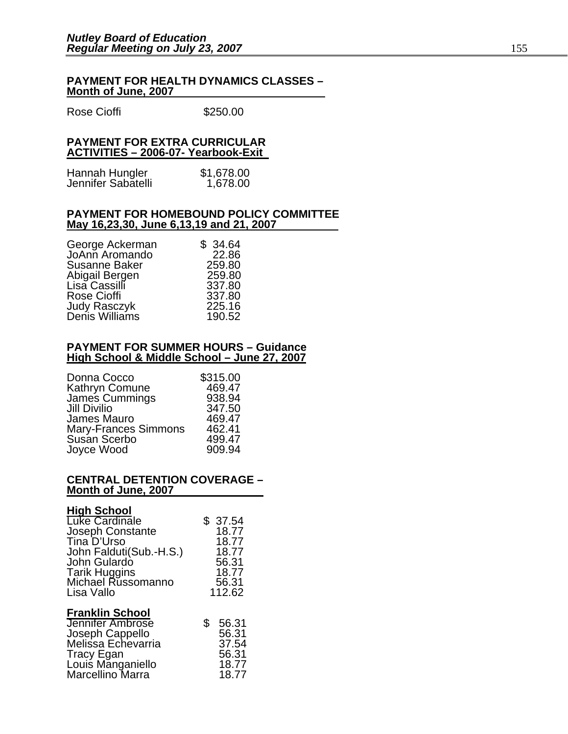**PAYMENT FOR HEALTH DYNAMICS CLASSES – Month of June, 2007**

| | |
|---|---|
| Rose Cioffi | $250.00 |

**PAYMENT FOR EXTRA CURRICULAR ACTIVITIES – 2006-07- Yearbook-Exit**

| | |
|---|---|
| Hannah Hungler | $1,678.00 |
| Jennifer Sabatelli | 1,678.00 |

**PAYMENT FOR HOMEBOUND POLICY COMMITTEE May 16,23,30, June 6,13,19 and 21, 2007**

| | |
|---|---|
| George Ackerman | $ 34.64 |
| JoAnn Aromando | 22.86 |
| Susanne Baker | 259.80 |
| Abigail Bergen | 259.80 |
| Lisa Cassilli | 337.80 |
| Rose Cioffi | 337.80 |
| Judy Rasczyk | 225.16 |
| Denis Williams | 190.52 |

**PAYMENT FOR SUMMER HOURS – Guidance High School & Middle School – June 27, 2007**

| | |
|---|---|
| Donna Cocco | $315.00 |
| Kathryn Comune | 469.47 |
| James Cummings | 938.94 |
| Jill Divilio | 347.50 |
| James Mauro | 469.47 |
| Mary-Frances Simmons | 462.41 |
| Susan Scerbo | 499.47 |
| Joyce Wood | 909.94 |

**CENTRAL DETENTION COVERAGE – Month of June, 2007**

**High School**

| | |
|---|---|
| Luke Cardinale | $ 37.54 |
| Joseph Constante | 18.77 |
| Tina D'Urso | 18.77 |
| John Falduti(Sub.-H.S.) | 18.77 |
| John Gulardo | 56.31 |
| Tarik Huggins | 18.77 |
| Michael Russomanno | 56.31 |
| Lisa Vallo | 112.62 |

**Franklin School**

| | |
|---|---|
| Jennifer Ambrose | $ 56.31 |
| Joseph Cappello | 56.31 |
| Melissa Echevarria | 37.54 |
| Tracy Egan | 56.31 |
| Louis Manganiello | 18.77 |
| Marcellino Marra | 18.77 |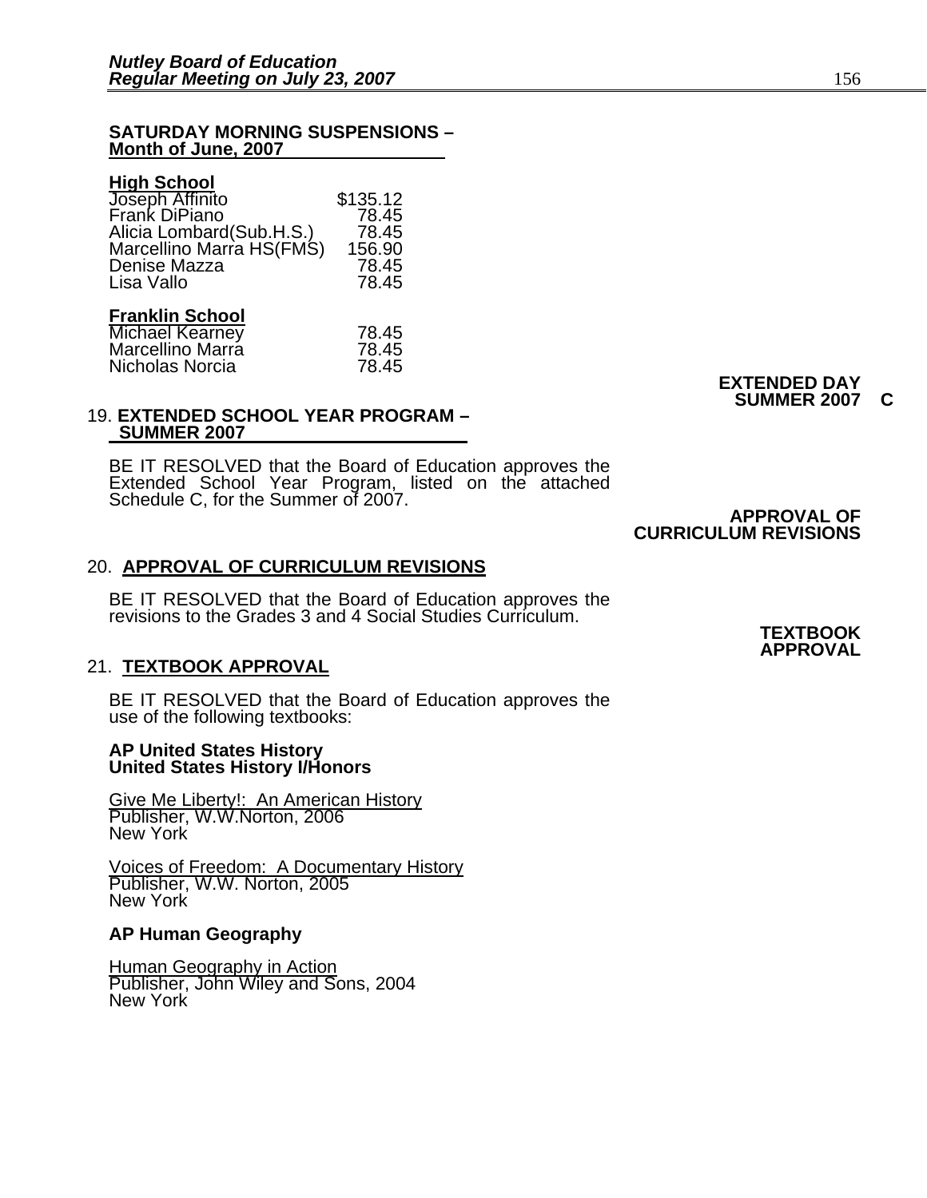**SATURDAY MORNING SUSPENSIONS – Month of June, 2007**

**High School**

| | |
|---|---|
| Joseph Affinito | $135.12 |
| Frank DiPiano | 78.45 |
| Alicia Lombard(Sub.H.S.) | 78.45 |
| Marcellino Marra HS(FMS) | 156.90 |
| Denise Mazza | 78.45 |
| Lisa Vallo | 78.45 |

**Franklin School**

| | |
|---|---|
| Michael Kearney | 78.45 |
| Marcellino Marra | 78.45 |
| Nicholas Norcia | 78.45 |

**EXTENDED DAY SUMMER 2007 C**

19. **EXTENDED SCHOOL YEAR PROGRAM – SUMMER 2007**

BE IT RESOLVED that the Board of Education approves the Extended School Year Program, listed on the attached Schedule C, for the Summer of 2007.

**APPROVAL OF CURRICULUM REVISIONS**

20. **APPROVAL OF CURRICULUM REVISIONS**

BE IT RESOLVED that the Board of Education approves the revisions to the Grades 3 and 4 Social Studies Curriculum.

**TEXTBOOK APPROVAL**

21. **TEXTBOOK APPROVAL**

BE IT RESOLVED that the Board of Education approves the use of the following textbooks:

**AP United States History**
**United States History I/Honors**

Give Me Liberty!: An American History
Publisher, W.W.Norton, 2006
New York

Voices of Freedom: A Documentary History
Publisher, W.W. Norton, 2005
New York

**AP Human Geography**

Human Geography in Action
Publisher, John Wiley and Sons, 2004
New York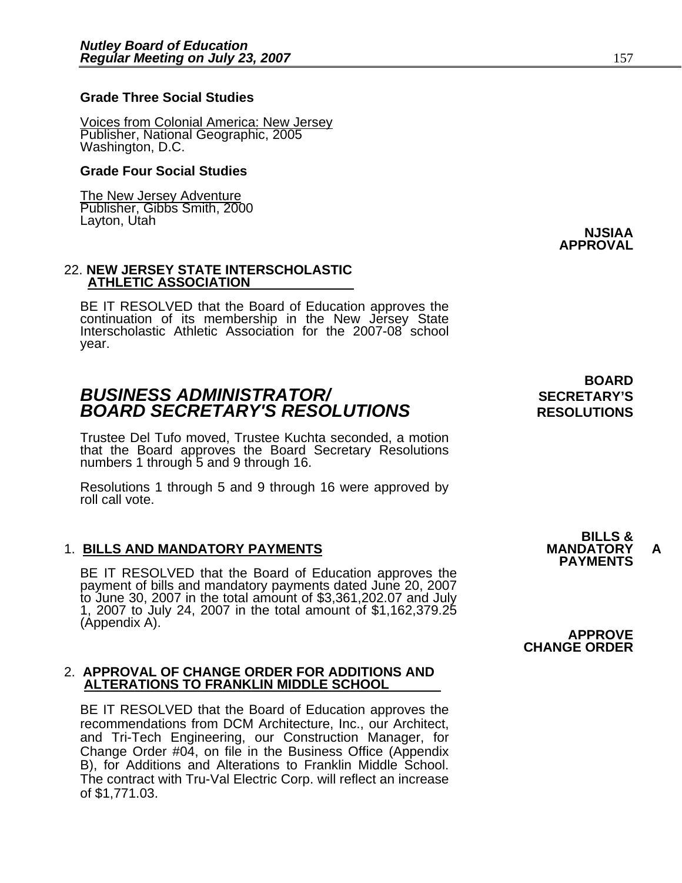**Grade Three Social Studies**

Voices from Colonial America: New Jersey
Publisher, National Geographic, 2005
Washington, D.C.

**Grade Four Social Studies**

The New Jersey Adventure
Publisher, Gibbs Smith, 2000
Layton, Utah

**NJSIAA APPROVAL**

22. **NEW JERSEY STATE INTERSCHOLASTIC ATHLETIC ASSOCIATION**

BE IT RESOLVED that the Board of Education approves the continuation of its membership in the New Jersey State Interscholastic Athletic Association for the 2007-08 school year.

**BOARD SECRETARY'S RESOLUTIONS**

## *BUSINESS ADMINISTRATOR/ BOARD SECRETARY'S RESOLUTIONS*

Trustee Del Tufo moved, Trustee Kuchta seconded, a motion that the Board approves the Board Secretary Resolutions numbers 1 through 5 and 9 through 16.

Resolutions 1 through 5 and 9 through 16 were approved by roll call vote.

**BILLS & MANDATORY PAYMENTS**

1. **BILLS AND MANDATORY PAYMENTS**

BE IT RESOLVED that the Board of Education approves the payment of bills and mandatory payments dated June 20, 2007 to June 30, 2007 in the total amount of $3,361,202.07 and July 1, 2007 to July 24, 2007 in the total amount of $1,162,379.25 (Appendix A).

**APPROVE CHANGE ORDER**

2. **APPROVAL OF CHANGE ORDER FOR ADDITIONS AND ALTERATIONS TO FRANKLIN MIDDLE SCHOOL**

BE IT RESOLVED that the Board of Education approves the recommendations from DCM Architecture, Inc., our Architect, and Tri-Tech Engineering, our Construction Manager, for Change Order #04, on file in the Business Office (Appendix B), for Additions and Alterations to Franklin Middle School. The contract with Tru-Val Electric Corp. will reflect an increase of $1,771.03.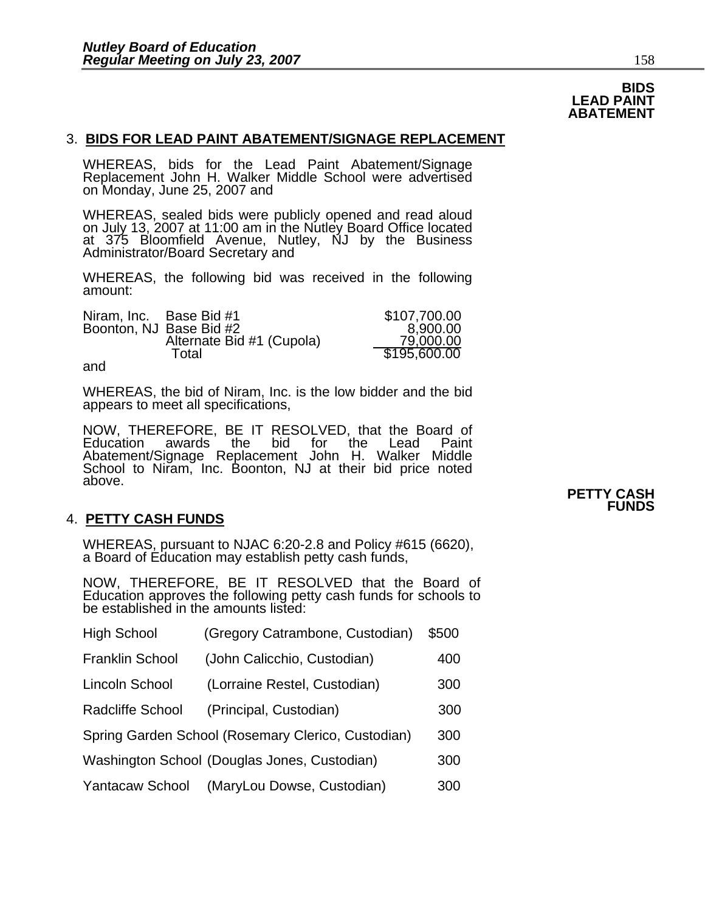**BIDS LEAD PAINT ABATEMENT**

3. **BIDS FOR LEAD PAINT ABATEMENT/SIGNAGE REPLACEMENT**

WHEREAS, bids for the Lead Paint Abatement/Signage Replacement John H. Walker Middle School were advertised on Monday, June 25, 2007 and

WHEREAS, sealed bids were publicly opened and read aloud on July 13, 2007 at 11:00 am in the Nutley Board Office located at 375 Bloomfield Avenue, Nutley, NJ by the Business Administrator/Board Secretary and

WHEREAS, the following bid was received in the following amount:

| | | |
|---|---|---|
| Niram, Inc. | Base Bid #1 | $107,700.00 |
| Boonton, NJ | Base Bid #2 | 8,900.00 |
| | Alternate Bid #1 (Cupola) | 79,000.00 |
| | Total | $195,600.00 |

and

WHEREAS, the bid of Niram, Inc. is the low bidder and the bid appears to meet all specifications,

NOW, THEREFORE, BE IT RESOLVED, that the Board of Education awards the bid for the Lead Paint Abatement/Signage Replacement John H. Walker Middle School to Niram, Inc. Boonton, NJ at their bid price noted above.

**PETTY CASH FUNDS**

4. **PETTY CASH FUNDS**

WHEREAS, pursuant to NJAC 6:20-2.8 and Policy #615 (6620), a Board of Education may establish petty cash funds,

NOW, THEREFORE, BE IT RESOLVED that the Board of Education approves the following petty cash funds for schools to be established in the amounts listed:

| | | |
|---|---|---|
| High School | (Gregory Catrambone, Custodian) | $500 |
| Franklin School | (John Calicchio, Custodian) | 400 |
| Lincoln School | (Lorraine Restel, Custodian) | 300 |
| Radcliffe School | (Principal, Custodian) | 300 |
| Spring Garden School | (Rosemary Clerico, Custodian) | 300 |
| Washington School | (Douglas Jones, Custodian) | 300 |
| Yantacaw School | (MaryLou Dowse, Custodian) | 300 |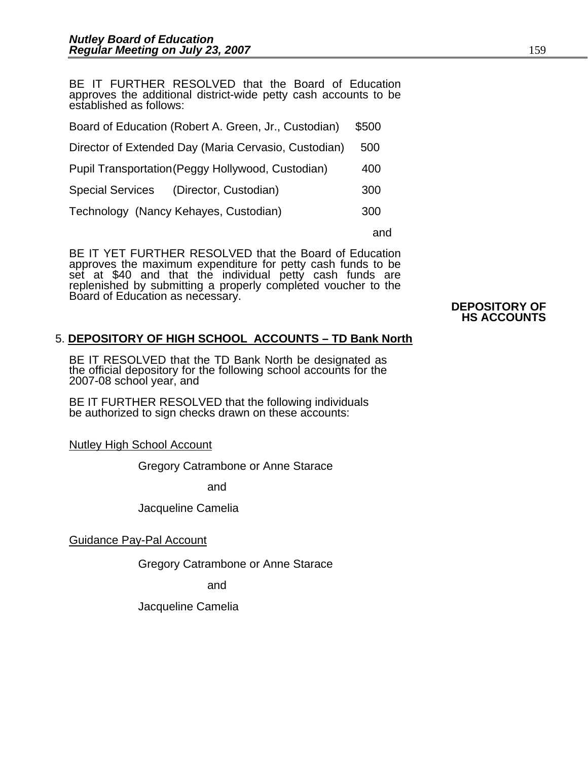BE IT FURTHER RESOLVED that the Board of Education approves the additional district-wide petty cash accounts to be established as follows:

| | |
|---|---|
| Board of Education (Robert A. Green, Jr., Custodian) | $500 |
| Director of Extended Day (Maria Cervasio, Custodian) | 500 |
| Pupil Transportation (Peggy Hollywood, Custodian) | 400 |
| Special Services (Director, Custodian) | 300 |
| Technology (Nancy Kehayes, Custodian) | 300 |

and

BE IT YET FURTHER RESOLVED that the Board of Education approves the maximum expenditure for petty cash funds to be set at $40 and that the individual petty cash funds are replenished by submitting a properly completed voucher to the Board of Education as necessary.

**DEPOSITORY OF HS ACCOUNTS**

5. **DEPOSITORY OF HIGH SCHOOL ACCOUNTS – TD Bank North**

BE IT RESOLVED that the TD Bank North be designated as the official depository for the following school accounts for the 2007-08 school year, and

BE IT FURTHER RESOLVED that the following individuals be authorized to sign checks drawn on these accounts:

Nutley High School Account

Gregory Catrambone or Anne Starace

and

Jacqueline Camelia

Guidance Pay-Pal Account

Gregory Catrambone or Anne Starace

and

Jacqueline Camelia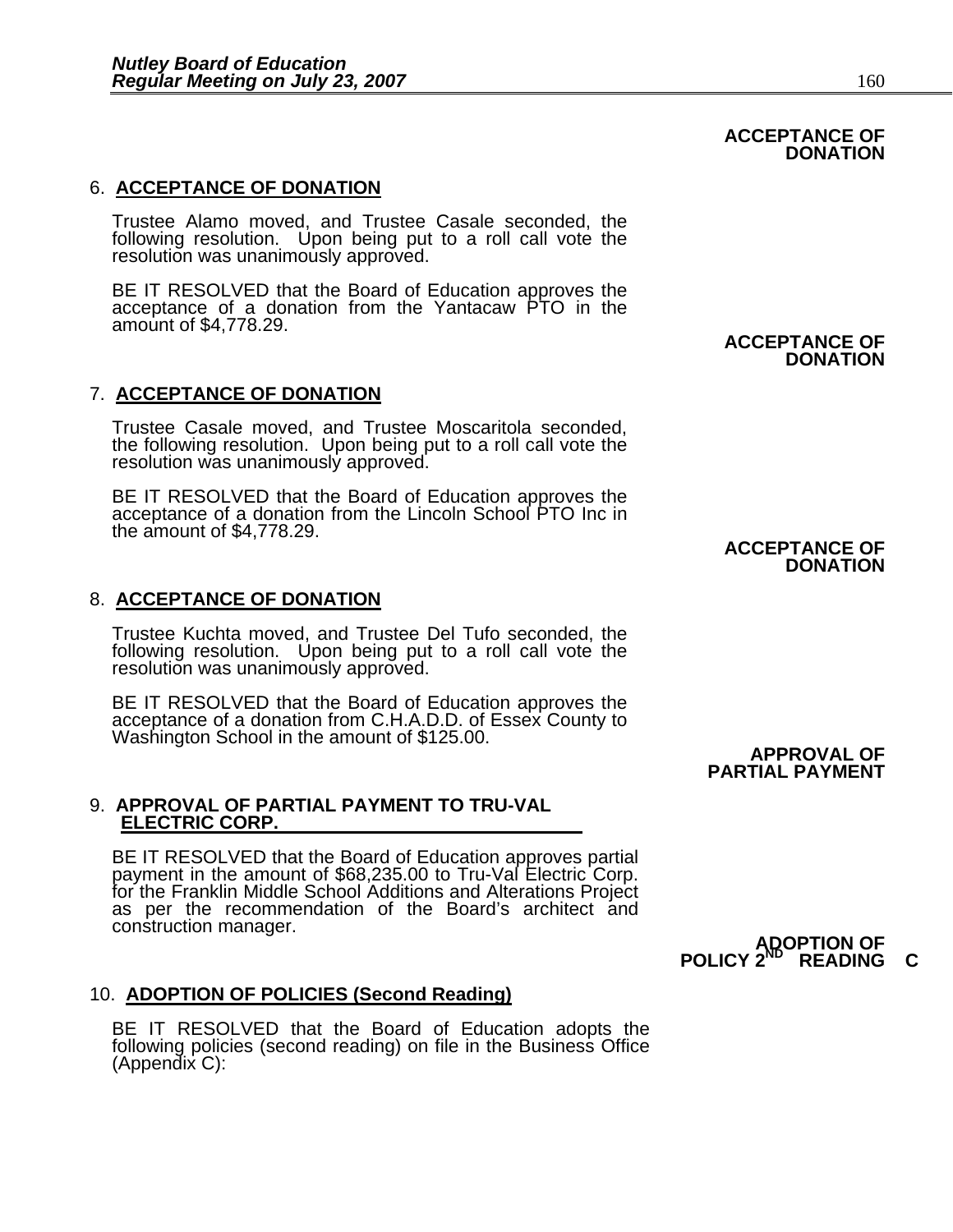**ACCEPTANCE OF DONATION**

6. **ACCEPTANCE OF DONATION**

Trustee Alamo moved, and Trustee Casale seconded, the following resolution. Upon being put to a roll call vote the resolution was unanimously approved.

BE IT RESOLVED that the Board of Education approves the acceptance of a donation from the Yantacaw PTO in the amount of $4,778.29.

**ACCEPTANCE OF DONATION**

7. **ACCEPTANCE OF DONATION**

Trustee Casale moved, and Trustee Moscaritola seconded, the following resolution. Upon being put to a roll call vote the resolution was unanimously approved.

BE IT RESOLVED that the Board of Education approves the acceptance of a donation from the Lincoln School PTO Inc in the amount of $4,778.29.

**ACCEPTANCE OF DONATION**

8. **ACCEPTANCE OF DONATION**

Trustee Kuchta moved, and Trustee Del Tufo seconded, the following resolution. Upon being put to a roll call vote the resolution was unanimously approved.

BE IT RESOLVED that the Board of Education approves the acceptance of a donation from C.H.A.D.D. of Essex County to Washington School in the amount of $125.00.

**APPROVAL OF PARTIAL PAYMENT**

9. **APPROVAL OF PARTIAL PAYMENT TO TRU-VAL ELECTRIC CORP.**

BE IT RESOLVED that the Board of Education approves partial payment in the amount of $68,235.00 to Tru-Val Electric Corp. for the Franklin Middle School Additions and Alterations Project as per the recommendation of the Board's architect and construction manager.

**ADOPTION OF POLICY 2ND READING C**

10. **ADOPTION OF POLICIES (Second Reading)**

BE IT RESOLVED that the Board of Education adopts the following policies (second reading) on file in the Business Office (Appendix C):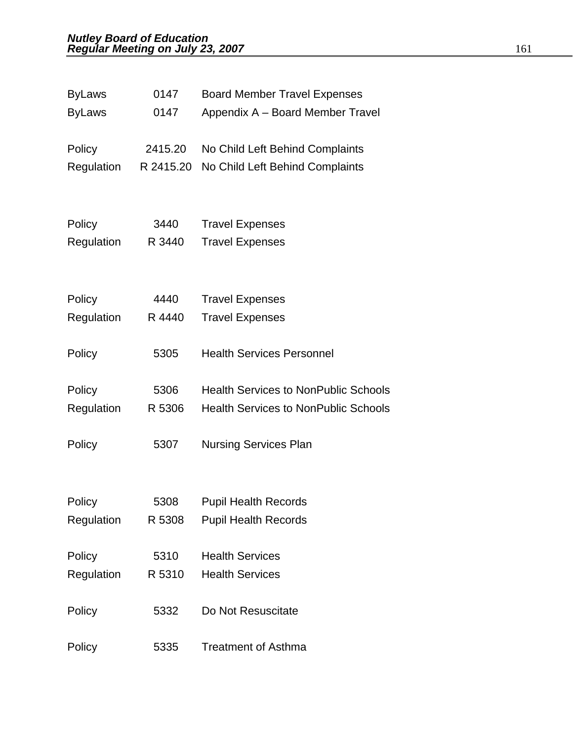| | | |
|---|---|---|
| ByLaws | 0147 | Board Member Travel Expenses |
| ByLaws | 0147 | Appendix A – Board Member Travel |
| Policy | 2415.20 | No Child Left Behind Complaints |
| Regulation | R 2415.20 | No Child Left Behind Complaints |
| Policy | 3440 | Travel Expenses |
| Regulation | R 3440 | Travel Expenses |
| Policy | 4440 | Travel Expenses |
| Regulation | R 4440 | Travel Expenses |
| Policy | 5305 | Health Services Personnel |
| Policy | 5306 | Health Services to NonPublic Schools |
| Regulation | R 5306 | Health Services to NonPublic Schools |
| Policy | 5307 | Nursing Services Plan |
| Policy | 5308 | Pupil Health Records |
| Regulation | R 5308 | Pupil Health Records |
| Policy | 5310 | Health Services |
| Regulation | R 5310 | Health Services |
| Policy | 5332 | Do Not Resuscitate |
| Policy | 5335 | Treatment of Asthma |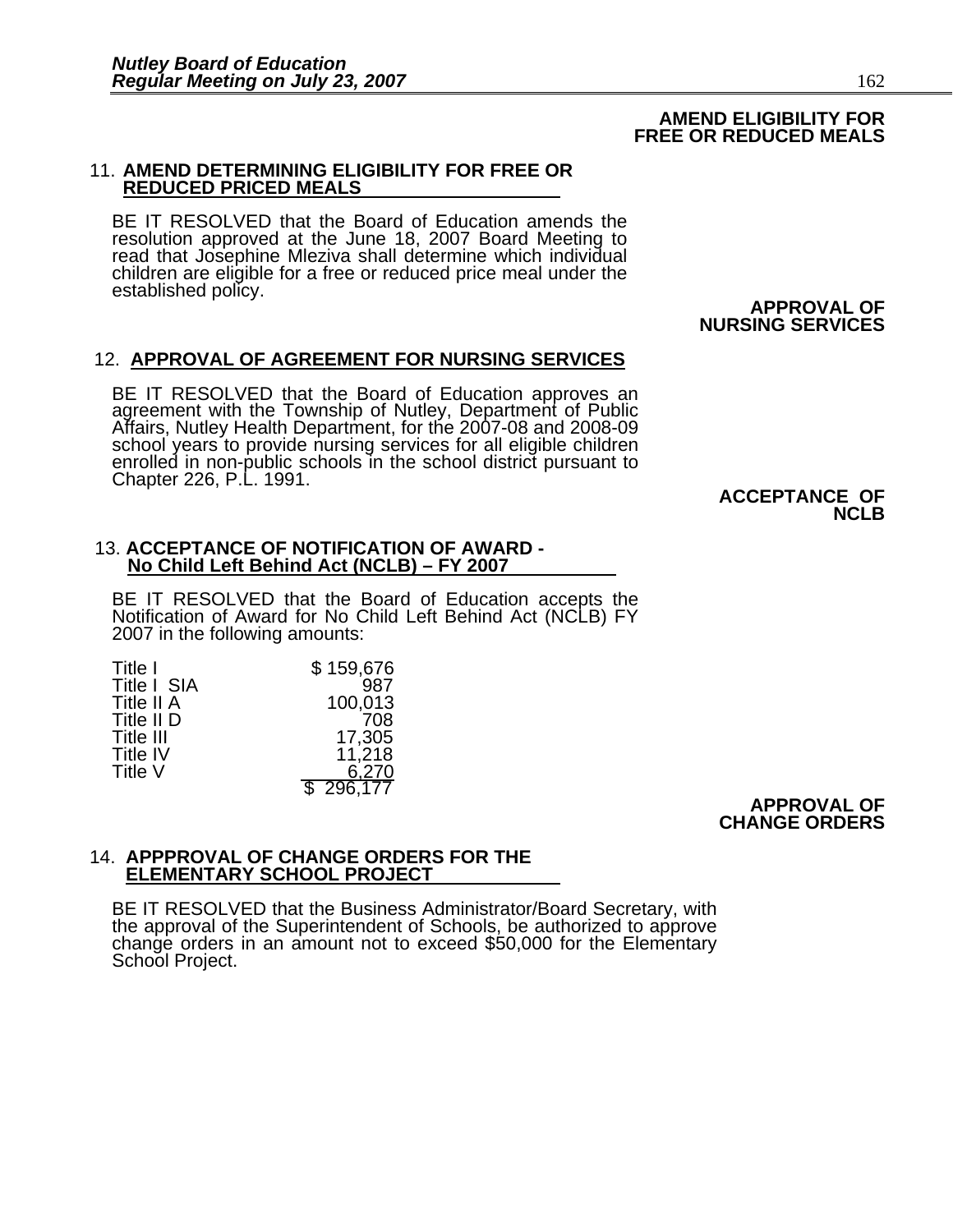**AMEND ELIGIBILITY FOR FREE OR REDUCED MEALS**

11. **AMEND DETERMINING ELIGIBILITY FOR FREE OR REDUCED PRICED MEALS**

BE IT RESOLVED that the Board of Education amends the resolution approved at the June 18, 2007 Board Meeting to read that Josephine Mleziva shall determine which individual children are eligible for a free or reduced price meal under the established policy.

**APPROVAL OF NURSING SERVICES**

12. **APPROVAL OF AGREEMENT FOR NURSING SERVICES**

BE IT RESOLVED that the Board of Education approves an agreement with the Township of Nutley, Department of Public Affairs, Nutley Health Department, for the 2007-08 and 2008-09 school years to provide nursing services for all eligible children enrolled in non-public schools in the school district pursuant to Chapter 226, P.L. 1991.

**ACCEPTANCE OF NCLB**

13. **ACCEPTANCE OF NOTIFICATION OF AWARD - No Child Left Behind Act (NCLB) – FY 2007**

BE IT RESOLVED that the Board of Education accepts the Notification of Award for No Child Left Behind Act (NCLB) FY 2007 in the following amounts:

| | |
|---|---:|
| Title I | $ 159,676 |
| Title I SIA | 987 |
| Title II A | 100,013 |
| Title II D | 708 |
| Title III | 17,305 |
| Title IV | 11,218 |
| Title V | 6,270 |
| | $ 296,177 |

**APPROVAL OF CHANGE ORDERS**

14. **APPPROVAL OF CHANGE ORDERS FOR THE ELEMENTARY SCHOOL PROJECT**

BE IT RESOLVED that the Business Administrator/Board Secretary, with the approval of the Superintendent of Schools, be authorized to approve change orders in an amount not to exceed $50,000 for the Elementary School Project.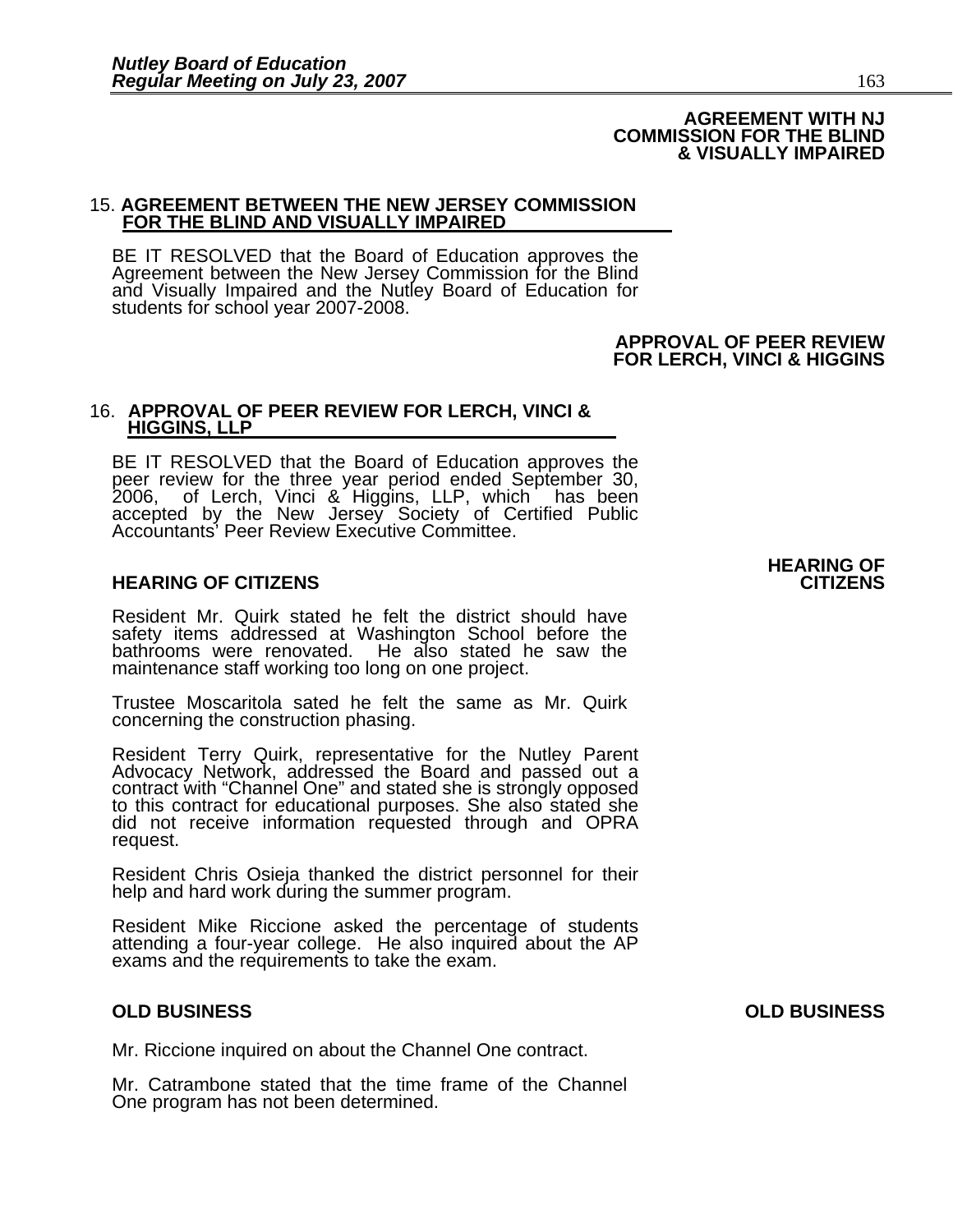**AGREEMENT WITH NJ COMMISSION FOR THE BLIND & VISUALLY IMPAIRED**

15. **AGREEMENT BETWEEN THE NEW JERSEY COMMISSION FOR THE BLIND AND VISUALLY IMPAIRED**

BE IT RESOLVED that the Board of Education approves the Agreement between the New Jersey Commission for the Blind and Visually Impaired and the Nutley Board of Education for students for school year 2007-2008.

**APPROVAL OF PEER REVIEW FOR LERCH, VINCI & HIGGINS**

16. **APPROVAL OF PEER REVIEW FOR LERCH, VINCI & HIGGINS, LLP**

BE IT RESOLVED that the Board of Education approves the peer review for the three year period ended September 30, 2006, of Lerch, Vinci & Higgins, LLP, which has been accepted by the New Jersey Society of Certified Public Accountants' Peer Review Executive Committee.

**HEARING OF CITIZENS**

Resident Mr. Quirk stated he felt the district should have safety items addressed at Washington School before the bathrooms were renovated. He also stated he saw the maintenance staff working too long on one project.

Trustee Moscaritola sated he felt the same as Mr. Quirk concerning the construction phasing.

Resident Terry Quirk, representative for the Nutley Parent Advocacy Network, addressed the Board and passed out a contract with "Channel One" and stated she is strongly opposed to this contract for educational purposes. She also stated she did not receive information requested through and OPRA request.

Resident Chris Osieja thanked the district personnel for their help and hard work during the summer program.

Resident Mike Riccione asked the percentage of students attending a four-year college. He also inquired about the AP exams and the requirements to take the exam.

**OLD BUSINESS**

Mr. Riccione inquired on about the Channel One contract.

Mr. Catrambone stated that the time frame of the Channel One program has not been determined.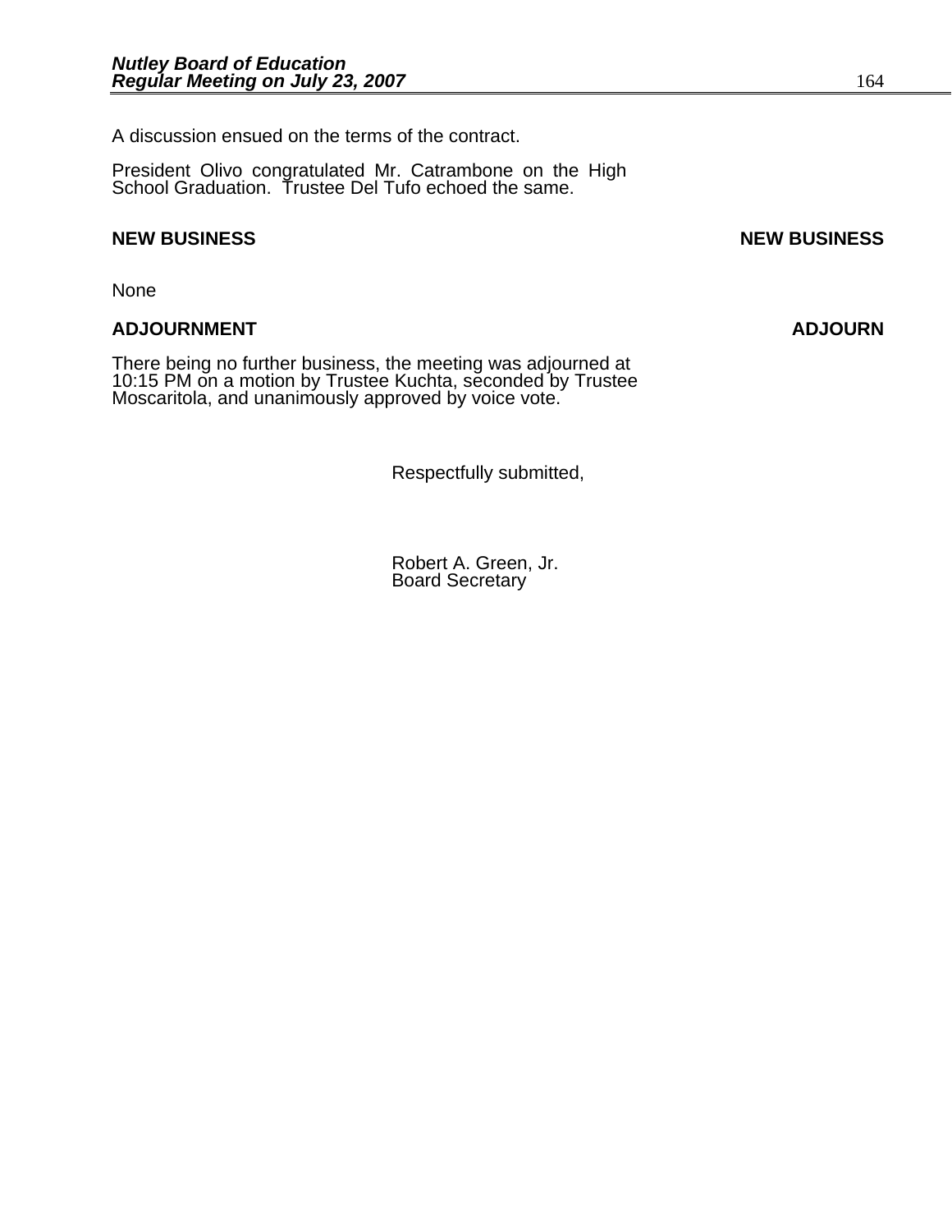A discussion ensued on the terms of the contract.

President Olivo congratulated Mr. Catrambone on the High School Graduation. Trustee Del Tufo echoed the same.

**NEW BUSINESS** **NEW BUSINESS**

None

**ADJOURNMENT** **ADJOURN**

There being no further business, the meeting was adjourned at 10:15 PM on a motion by Trustee Kuchta, seconded by Trustee Moscaritola, and unanimously approved by voice vote.

Respectfully submitted,

Robert A. Green, Jr.
Board Secretary